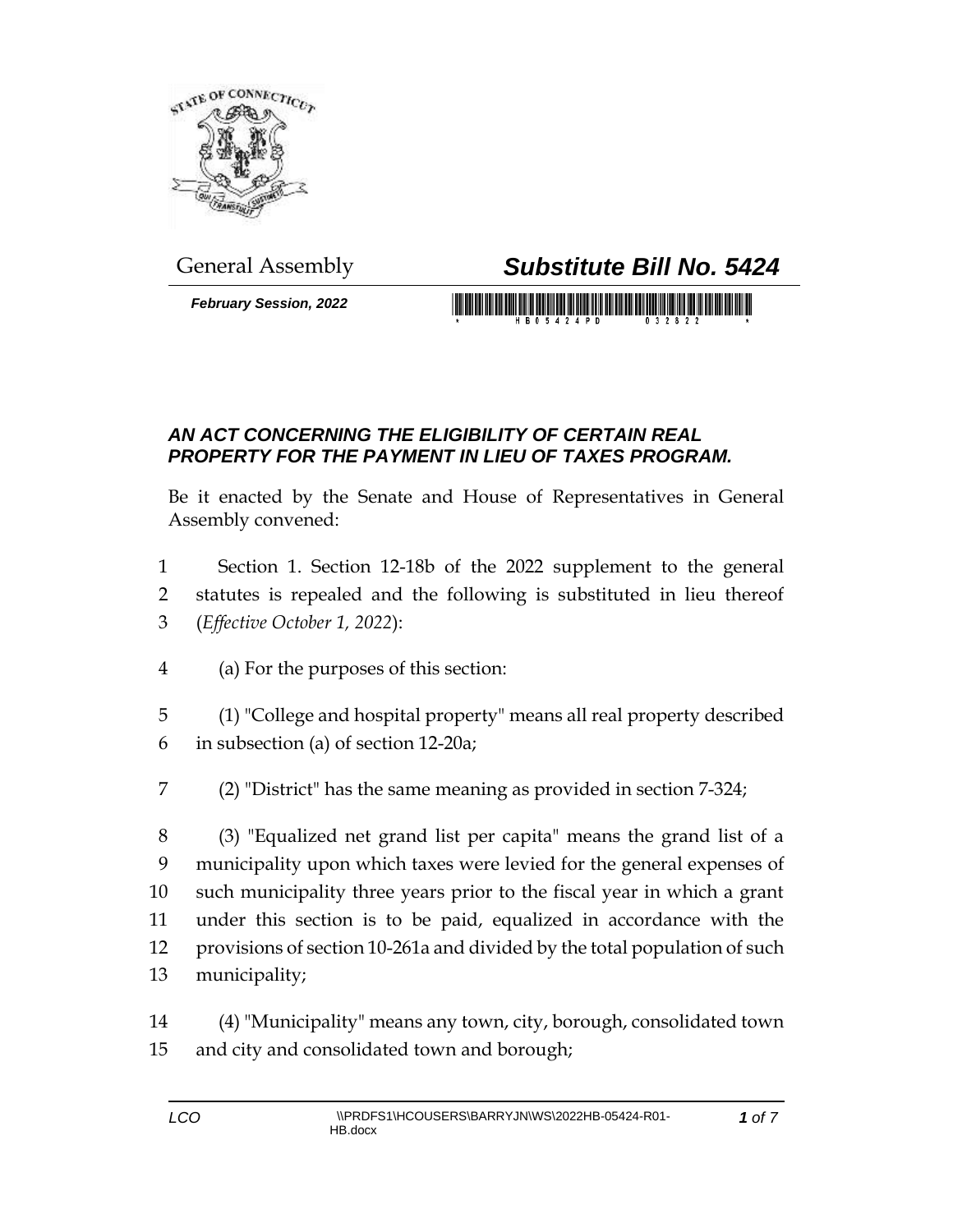General Assembly

# *Substitute Bill No. 5424*

***February Session, 2022***

## *AN ACT CONCERNING THE ELIGIBILITY OF CERTAIN REAL PROPERTY FOR THE PAYMENT IN LIEU OF TAXES PROGRAM.*

Be it enacted by the Senate and House of Representatives in General Assembly convened:

Section 1. Section 12-18b of the 2022 supplement to the general statutes is repealed and the following is substituted in lieu thereof (*Effective October 1, 2022*):

(a) For the purposes of this section:

(1) "College and hospital property" means all real property described in subsection (a) of section 12-20a;

(2) "District" has the same meaning as provided in section 7-324;

(3) "Equalized net grand list per capita" means the grand list of a municipality upon which taxes were levied for the general expenses of such municipality three years prior to the fiscal year in which a grant under this section is to be paid, equalized in accordance with the provisions of section 10-261a and divided by the total population of such municipality;

(4) "Municipality" means any town, city, borough, consolidated town and city and consolidated town and borough;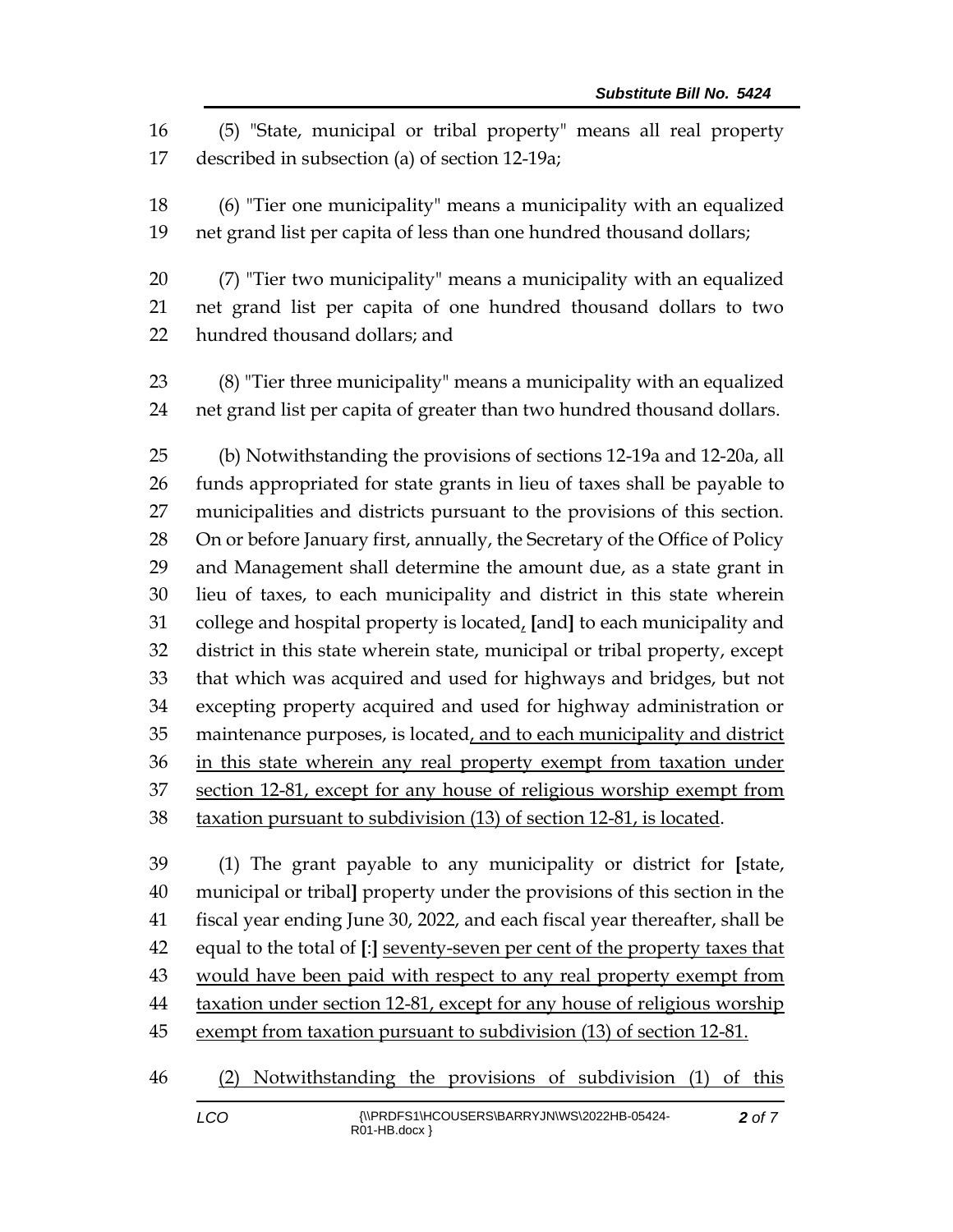16 (5) "State, municipal or tribal property" means all real property
17 described in subsection (a) of section 12-19a;

18 (6) "Tier one municipality" means a municipality with an equalized
19 net grand list per capita of less than one hundred thousand dollars;

20 (7) "Tier two municipality" means a municipality with an equalized
21 net grand list per capita of one hundred thousand dollars to two
22 hundred thousand dollars; and

23 (8) "Tier three municipality" means a municipality with an equalized
24 net grand list per capita of greater than two hundred thousand dollars.

25 (b) Notwithstanding the provisions of sections 12-19a and 12-20a, all
26 funds appropriated for state grants in lieu of taxes shall be payable to
27 municipalities and districts pursuant to the provisions of this section.
28 On or before January first, annually, the Secretary of the Office of Policy
29 and Management shall determine the amount due, as a state grant in
30 lieu of taxes, to each municipality and district in this state wherein
31 college and hospital property is located, **[**and**]** to each municipality and
32 district in this state wherein state, municipal or tribal property, except
33 that which was acquired and used for highways and bridges, but not
34 excepting property acquired and used for highway administration or
35 maintenance purposes, is located, and to each municipality and district
36 in this state wherein any real property exempt from taxation under
37 section 12-81, except for any house of religious worship exempt from
38 taxation pursuant to subdivision (13) of section 12-81, is located.

39 (1) The grant payable to any municipality or district for **[**state,
40 municipal or tribal**]** property under the provisions of this section in the
41 fiscal year ending June 30, 2022, and each fiscal year thereafter, shall be
42 equal to the total of **[**:**]** seventy-seven per cent of the property taxes that
43 would have been paid with respect to any real property exempt from
44 taxation under section 12-81, except for any house of religious worship
45 exempt from taxation pursuant to subdivision (13) of section 12-81.

46 (2) Notwithstanding the provisions of subdivision (1) of this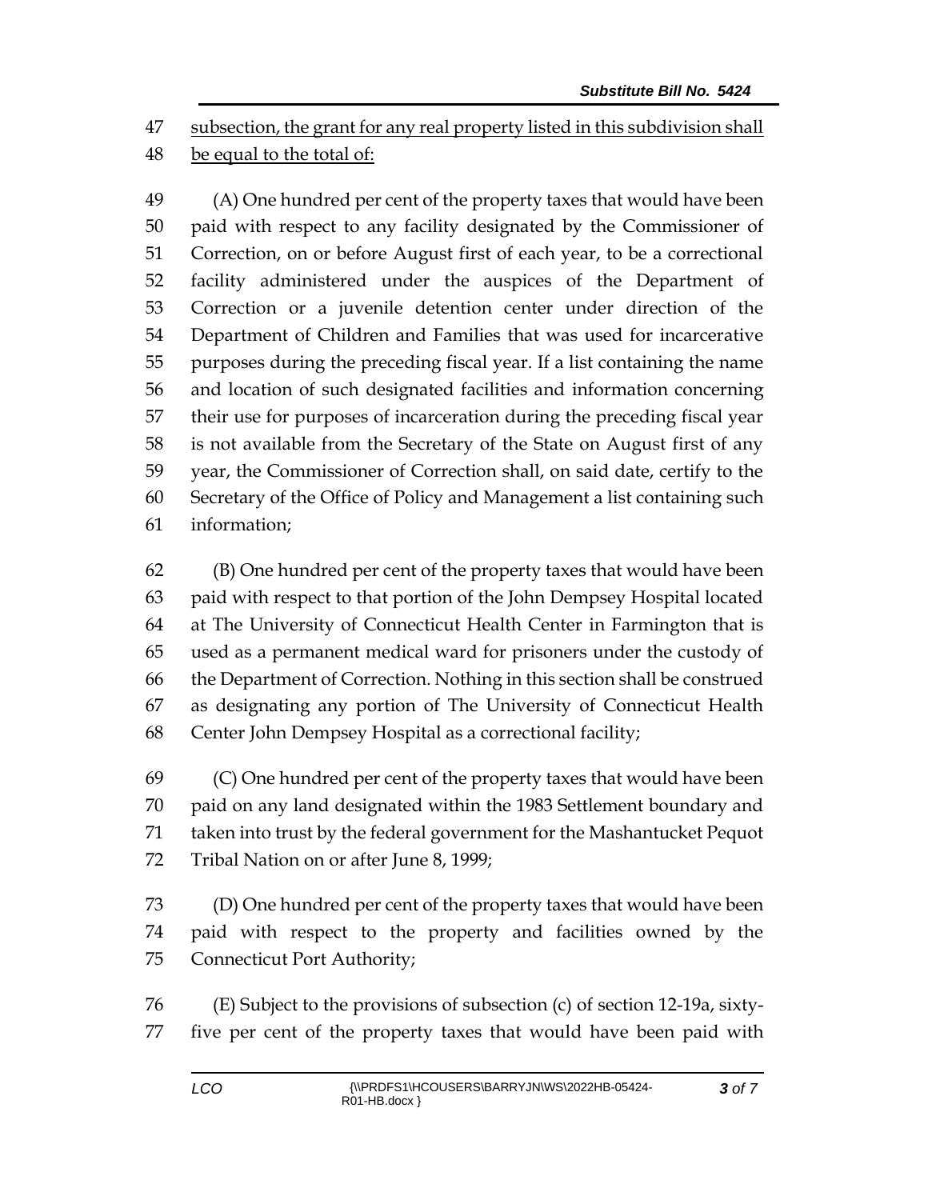subsection, the grant for any real property listed in this subdivision shall be equal to the total of:

(A) One hundred per cent of the property taxes that would have been paid with respect to any facility designated by the Commissioner of Correction, on or before August first of each year, to be a correctional facility administered under the auspices of the Department of Correction or a juvenile detention center under direction of the Department of Children and Families that was used for incarcerative purposes during the preceding fiscal year. If a list containing the name and location of such designated facilities and information concerning their use for purposes of incarceration during the preceding fiscal year is not available from the Secretary of the State on August first of any year, the Commissioner of Correction shall, on said date, certify to the Secretary of the Office of Policy and Management a list containing such information;

(B) One hundred per cent of the property taxes that would have been paid with respect to that portion of the John Dempsey Hospital located at The University of Connecticut Health Center in Farmington that is used as a permanent medical ward for prisoners under the custody of the Department of Correction. Nothing in this section shall be construed as designating any portion of The University of Connecticut Health Center John Dempsey Hospital as a correctional facility;

(C) One hundred per cent of the property taxes that would have been paid on any land designated within the 1983 Settlement boundary and taken into trust by the federal government for the Mashantucket Pequot Tribal Nation on or after June 8, 1999;

(D) One hundred per cent of the property taxes that would have been paid with respect to the property and facilities owned by the Connecticut Port Authority;

(E) Subject to the provisions of subsection (c) of section 12-19a, sixty-five per cent of the property taxes that would have been paid with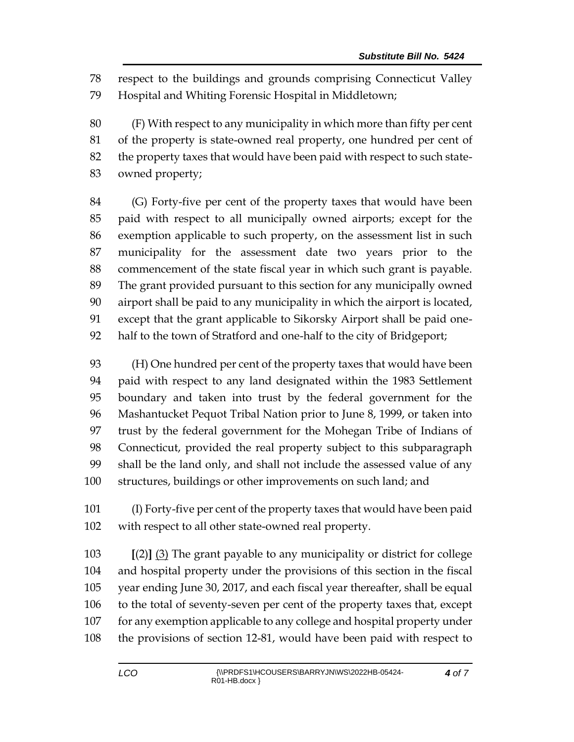respect to the buildings and grounds comprising Connecticut Valley Hospital and Whiting Forensic Hospital in Middletown;

(F) With respect to any municipality in which more than fifty per cent of the property is state-owned real property, one hundred per cent of the property taxes that would have been paid with respect to such state-owned property;

(G) Forty-five per cent of the property taxes that would have been paid with respect to all municipally owned airports; except for the exemption applicable to such property, on the assessment list in such municipality for the assessment date two years prior to the commencement of the state fiscal year in which such grant is payable. The grant provided pursuant to this section for any municipally owned airport shall be paid to any municipality in which the airport is located, except that the grant applicable to Sikorsky Airport shall be paid one-half to the town of Stratford and one-half to the city of Bridgeport;

(H) One hundred per cent of the property taxes that would have been paid with respect to any land designated within the 1983 Settlement boundary and taken into trust by the federal government for the Mashantucket Pequot Tribal Nation prior to June 8, 1999, or taken into trust by the federal government for the Mohegan Tribe of Indians of Connecticut, provided the real property subject to this subparagraph shall be the land only, and shall not include the assessed value of any structures, buildings or other improvements on such land; and

(I) Forty-five per cent of the property taxes that would have been paid with respect to all other state-owned real property.

[(2)] (3) The grant payable to any municipality or district for college and hospital property under the provisions of this section in the fiscal year ending June 30, 2017, and each fiscal year thereafter, shall be equal to the total of seventy-seven per cent of the property taxes that, except for any exemption applicable to any college and hospital property under the provisions of section 12-81, would have been paid with respect to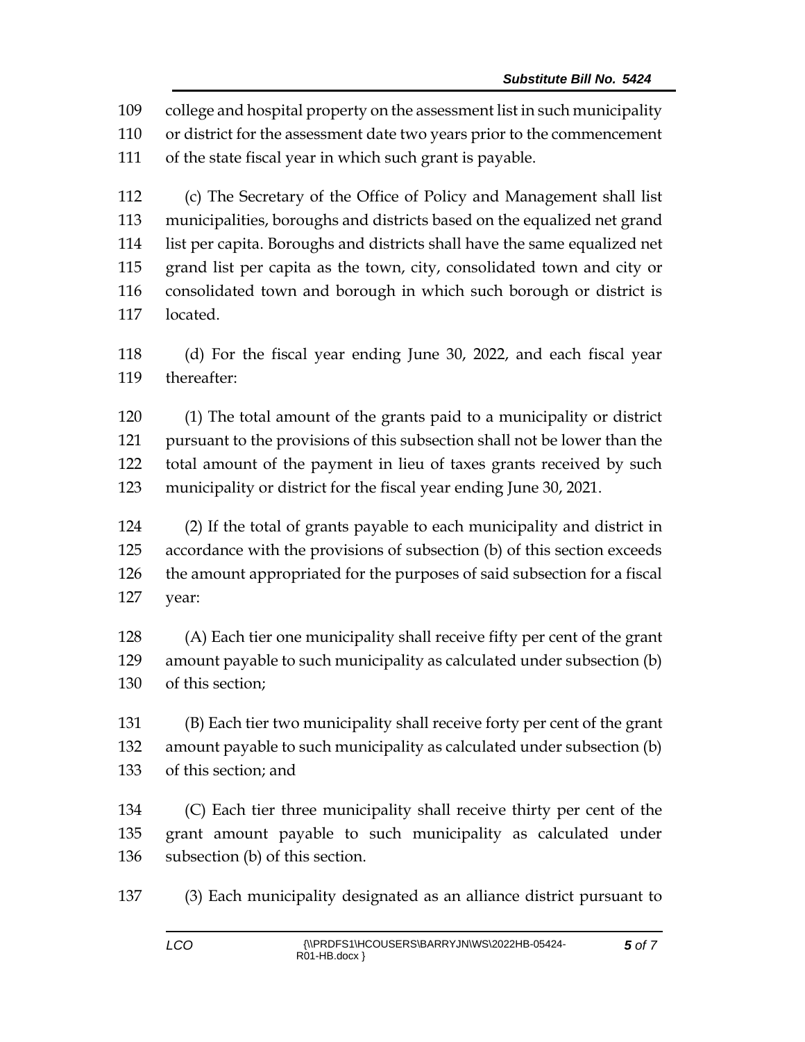college and hospital property on the assessment list in such municipality or district for the assessment date two years prior to the commencement of the state fiscal year in which such grant is payable.

(c) The Secretary of the Office of Policy and Management shall list municipalities, boroughs and districts based on the equalized net grand list per capita. Boroughs and districts shall have the same equalized net grand list per capita as the town, city, consolidated town and city or consolidated town and borough in which such borough or district is located.

(d) For the fiscal year ending June 30, 2022, and each fiscal year thereafter:

(1) The total amount of the grants paid to a municipality or district pursuant to the provisions of this subsection shall not be lower than the total amount of the payment in lieu of taxes grants received by such municipality or district for the fiscal year ending June 30, 2021.

(2) If the total of grants payable to each municipality and district in accordance with the provisions of subsection (b) of this section exceeds the amount appropriated for the purposes of said subsection for a fiscal year:

(A) Each tier one municipality shall receive fifty per cent of the grant amount payable to such municipality as calculated under subsection (b) of this section;

(B) Each tier two municipality shall receive forty per cent of the grant amount payable to such municipality as calculated under subsection (b) of this section; and

(C) Each tier three municipality shall receive thirty per cent of the grant amount payable to such municipality as calculated under subsection (b) of this section.

(3) Each municipality designated as an alliance district pursuant to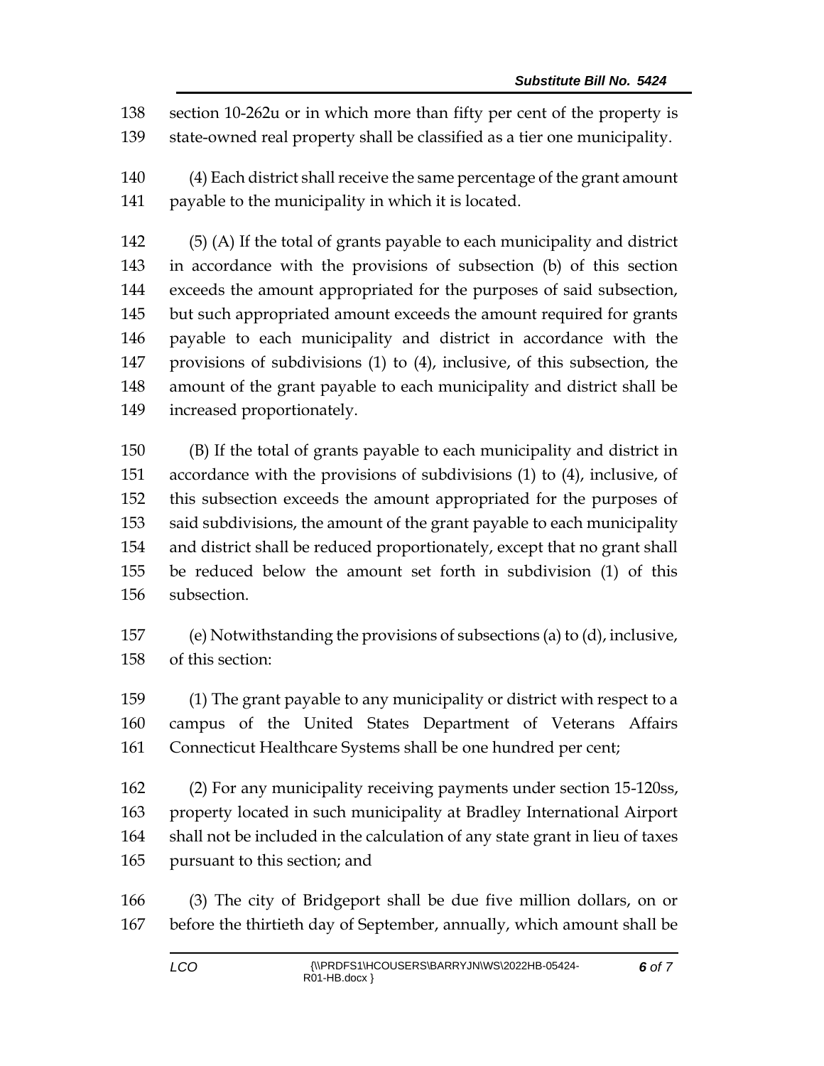section 10-262u or in which more than fifty per cent of the property is state-owned real property shall be classified as a tier one municipality.

(4) Each district shall receive the same percentage of the grant amount payable to the municipality in which it is located.

(5) (A) If the total of grants payable to each municipality and district in accordance with the provisions of subsection (b) of this section exceeds the amount appropriated for the purposes of said subsection, but such appropriated amount exceeds the amount required for grants payable to each municipality and district in accordance with the provisions of subdivisions (1) to (4), inclusive, of this subsection, the amount of the grant payable to each municipality and district shall be increased proportionately.

(B) If the total of grants payable to each municipality and district in accordance with the provisions of subdivisions (1) to (4), inclusive, of this subsection exceeds the amount appropriated for the purposes of said subdivisions, the amount of the grant payable to each municipality and district shall be reduced proportionately, except that no grant shall be reduced below the amount set forth in subdivision (1) of this subsection.

(e) Notwithstanding the provisions of subsections (a) to (d), inclusive, of this section:

(1) The grant payable to any municipality or district with respect to a campus of the United States Department of Veterans Affairs Connecticut Healthcare Systems shall be one hundred per cent;

(2) For any municipality receiving payments under section 15-120ss, property located in such municipality at Bradley International Airport shall not be included in the calculation of any state grant in lieu of taxes pursuant to this section; and

(3) The city of Bridgeport shall be due five million dollars, on or before the thirtieth day of September, annually, which amount shall be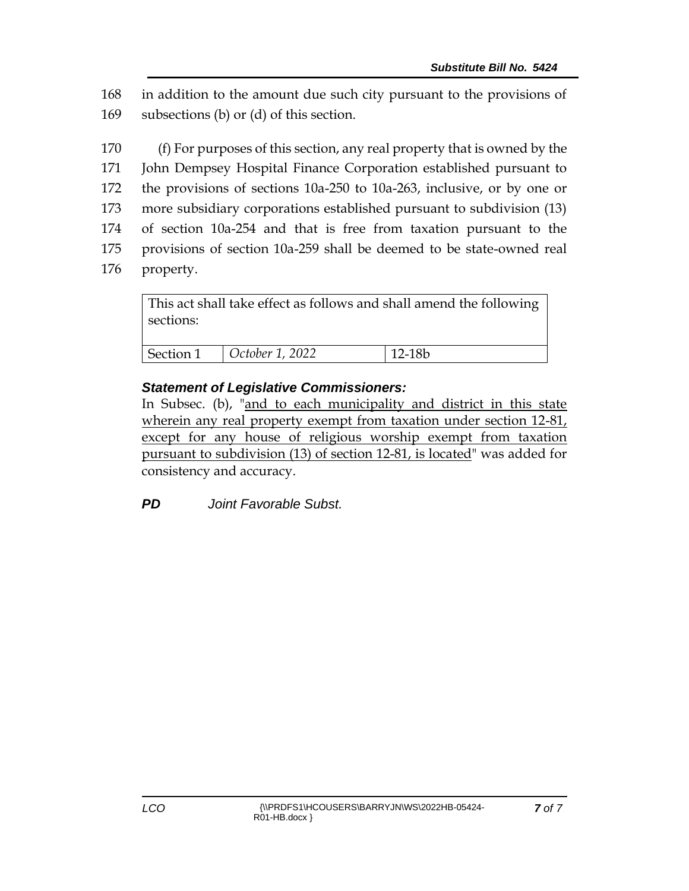168 in addition to the amount due such city pursuant to the provisions of
169 subsections (b) or (d) of this section.

170 (f) For purposes of this section, any real property that is owned by the
171 John Dempsey Hospital Finance Corporation established pursuant to
172 the provisions of sections 10a-250 to 10a-263, inclusive, or by one or
173 more subsidiary corporations established pursuant to subdivision (13)
174 of section 10a-254 and that is free from taxation pursuant to the
175 provisions of section 10a-259 shall be deemed to be state-owned real
176 property.

| This act shall take effect as follows and shall amend the following sections: | | |
|---|---|---|
| Section 1 | *October 1, 2022* | 12-18b |

### *Statement of Legislative Commissioners:*

In Subsec. (b), "<u>and to each municipality and district in this state wherein any real property exempt from taxation under section 12-81, except for any house of religious worship exempt from taxation pursuant to subdivision (13) of section 12-81, is located</u>" was added for consistency and accuracy.

***PD*** *Joint Favorable Subst.*